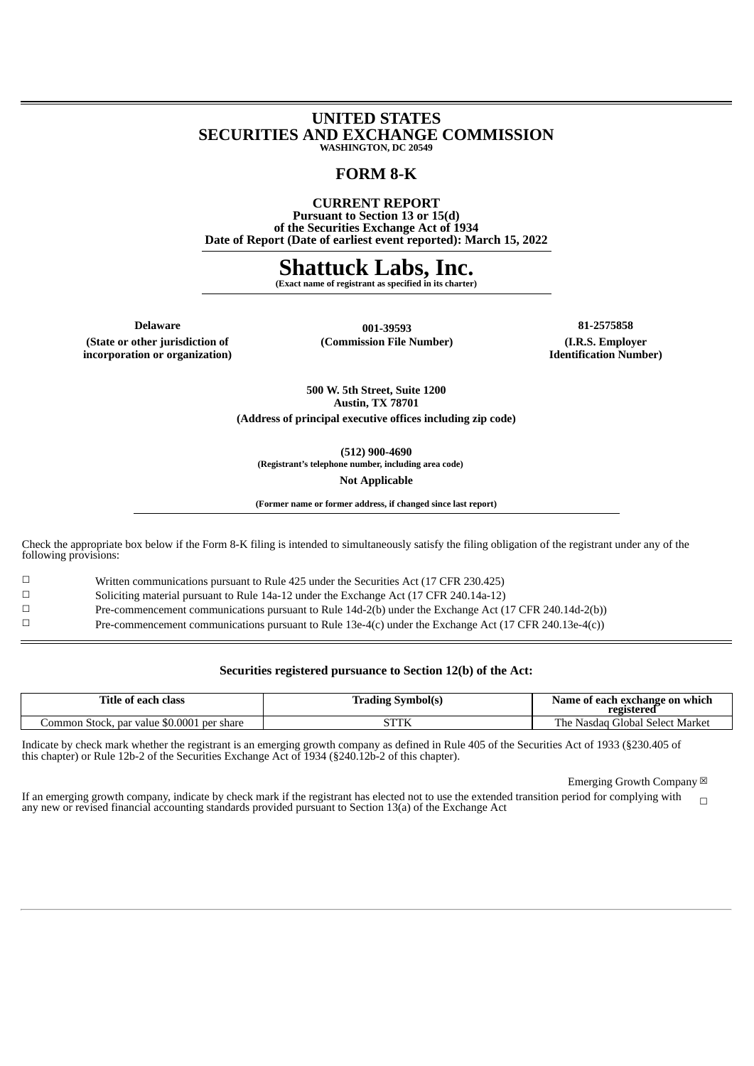# UNITED STATES
# SECURITIES AND EXCHANGE COMMISSION
**WASHINGTON, DC 20549**

## FORM 8-K

**CURRENT REPORT**
**Pursuant to Section 13 or 15(d)**
**of the Securities Exchange Act of 1934**
**Date of Report (Date of earliest event reported): March 15, 2022**

# Shattuck Labs, Inc.
**(Exact name of registrant as specified in its charter)**

| **Delaware** | **001-39593** | **81-2575858** |
| --- | --- | --- |
| **(State or other jurisdiction of incorporation or organization)** | **(Commission File Number)** | **(I.R.S. Employer Identification Number)** |

**500 W. 5th Street, Suite 1200**
**Austin, TX 78701**
**(Address of principal executive offices including zip code)**

**(512) 900-4690**
**(Registrant's telephone number, including area code)**

**Not Applicable**

**(Former name or former address, if changed since last report)**

Check the appropriate box below if the Form 8-K filing is intended to simultaneously satisfy the filing obligation of the registrant under any of the following provisions:

☐ Written communications pursuant to Rule 425 under the Securities Act (17 CFR 230.425)
☐ Soliciting material pursuant to Rule 14a-12 under the Exchange Act (17 CFR 240.14a-12)
☐ Pre-commencement communications pursuant to Rule 14d-2(b) under the Exchange Act (17 CFR 240.14d-2(b))
☐ Pre-commencement communications pursuant to Rule 13e-4(c) under the Exchange Act (17 CFR 240.13e-4(c))

**Securities registered pursuance to Section 12(b) of the Act:**

| Title of each class | Trading Symbol(s) | Name of each exchange on which registered |
| --- | --- | --- |
| Common Stock, par value $0.0001 per share | STTK | The Nasdaq Global Select Market |

Indicate by check mark whether the registrant is an emerging growth company as defined in Rule 405 of the Securities Act of 1933 (§230.405 of this chapter) or Rule 12b-2 of the Securities Exchange Act of 1934 (§240.12b-2 of this chapter).

Emerging Growth Company ☒

If an emerging growth company, indicate by check mark if the registrant has elected not to use the extended transition period for complying with any new or revised financial accounting standards provided pursuant to Section 13(a) of the Exchange Act ☐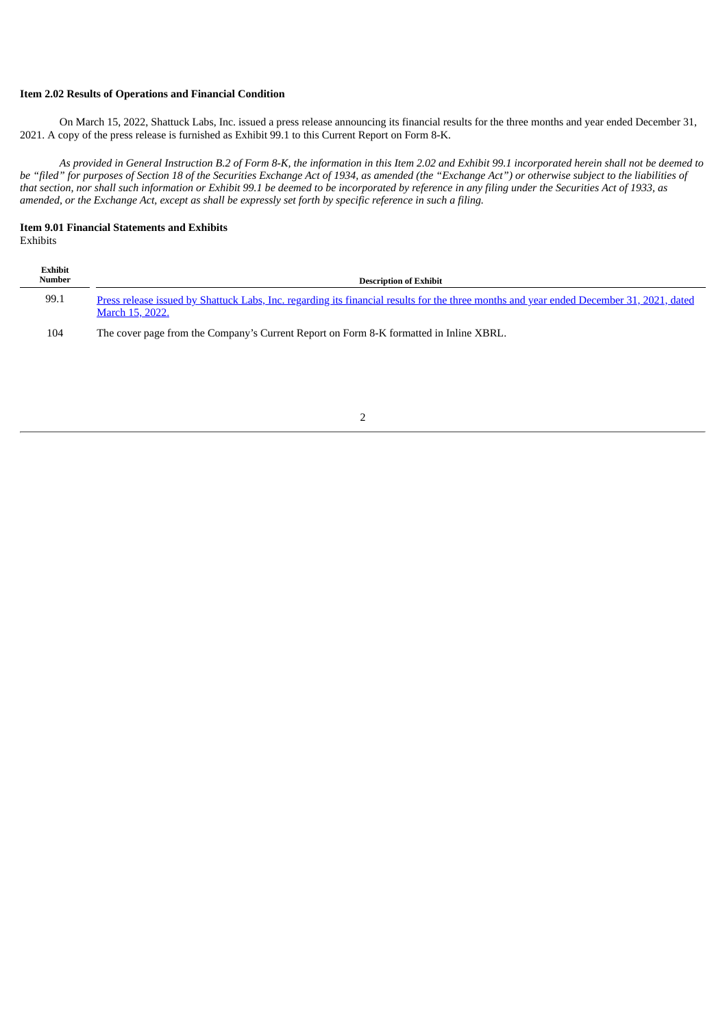**Item 2.02 Results of Operations and Financial Condition**

On March 15, 2022, Shattuck Labs, Inc. issued a press release announcing its financial results for the three months and year ended December 31, 2021. A copy of the press release is furnished as Exhibit 99.1 to this Current Report on Form 8-K.

*As provided in General Instruction B.2 of Form 8-K, the information in this Item 2.02 and Exhibit 99.1 incorporated herein shall not be deemed to be "filed" for purposes of Section 18 of the Securities Exchange Act of 1934, as amended (the "Exchange Act") or otherwise subject to the liabilities of that section, nor shall such information or Exhibit 99.1 be deemed to be incorporated by reference in any filing under the Securities Act of 1933, as amended, or the Exchange Act, except as shall be expressly set forth by specific reference in such a filing.*

**Item 9.01 Financial Statements and Exhibits**

Exhibits

| Exhibit Number | Description of Exhibit |
|---|---|
| 99.1 | Press release issued by Shattuck Labs, Inc. regarding its financial results for the three months and year ended December 31, 2021, dated March 15, 2022. |
| 104 | The cover page from the Company's Current Report on Form 8-K formatted in Inline XBRL. |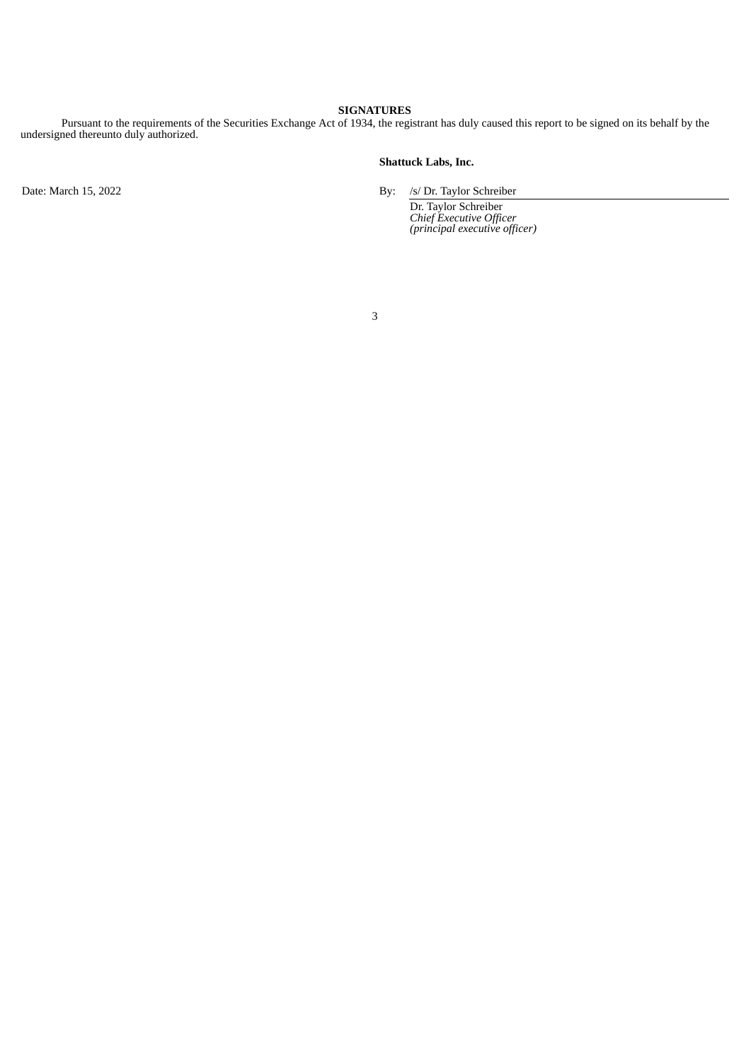## SIGNATURES

Pursuant to the requirements of the Securities Exchange Act of 1934, the registrant has duly caused this report to be signed on its behalf by the undersigned thereunto duly authorized.

**Shattuck Labs, Inc.**

Date: March 15, 2022

By: /s/ Dr. Taylor Schreiber

Dr. Taylor Schreiber
*Chief Executive Officer*
*(principal executive officer)*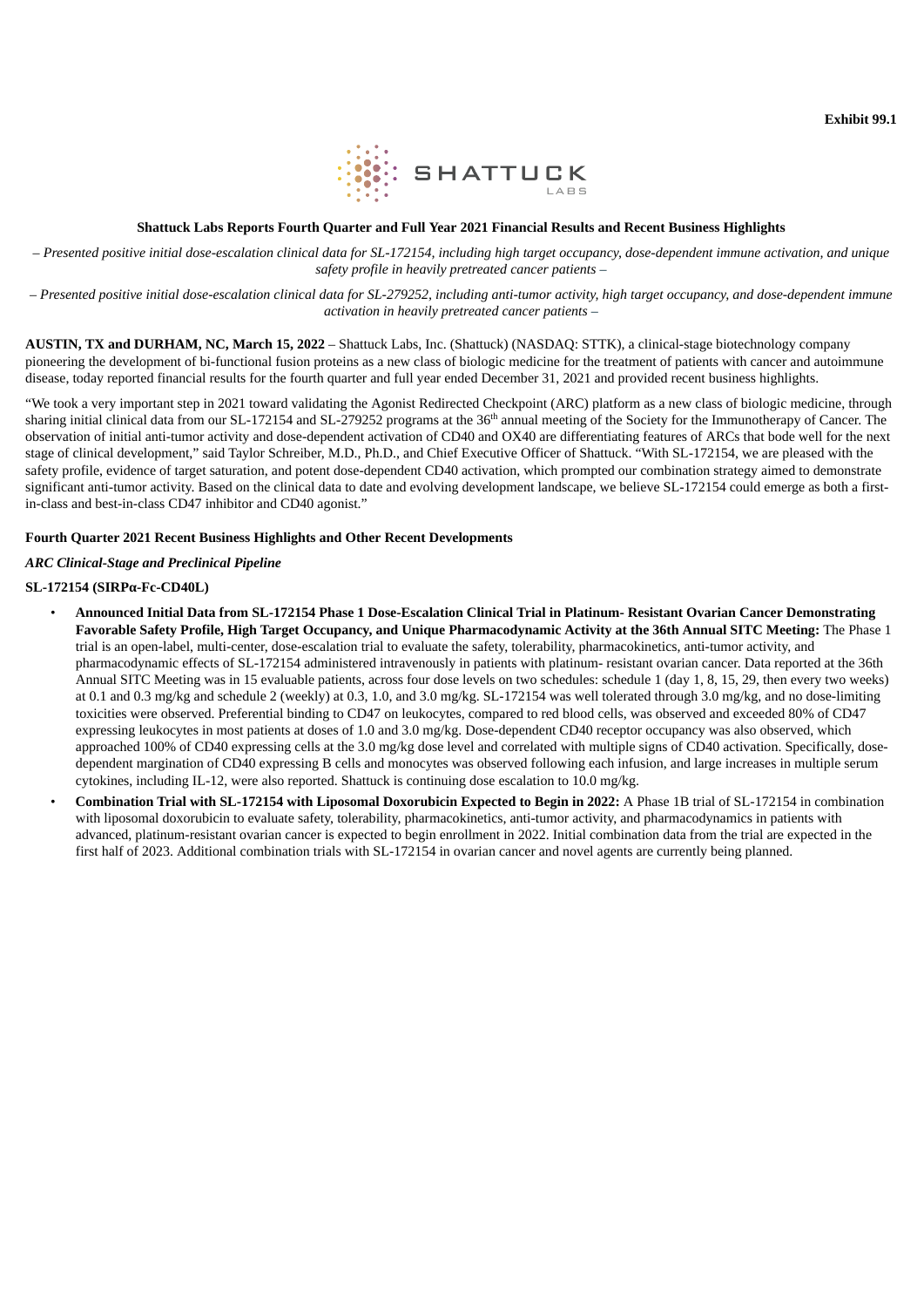**Exhibit 99.1**

SHATTUCK LABS

**Shattuck Labs Reports Fourth Quarter and Full Year 2021 Financial Results and Recent Business Highlights**

*– Presented positive initial dose-escalation clinical data for SL-172154, including high target occupancy, dose-dependent immune activation, and unique safety profile in heavily pretreated cancer patients –*

*– Presented positive initial dose-escalation clinical data for SL-279252, including anti-tumor activity, high target occupancy, and dose-dependent immune activation in heavily pretreated cancer patients –*

**AUSTIN, TX and DURHAM, NC, March 15, 2022** – Shattuck Labs, Inc. (Shattuck) (NASDAQ: STTK), a clinical-stage biotechnology company pioneering the development of bi-functional fusion proteins as a new class of biologic medicine for the treatment of patients with cancer and autoimmune disease, today reported financial results for the fourth quarter and full year ended December 31, 2021 and provided recent business highlights.

"We took a very important step in 2021 toward validating the Agonist Redirected Checkpoint (ARC) platform as a new class of biologic medicine, through sharing initial clinical data from our SL-172154 and SL-279252 programs at the 36th annual meeting of the Society for the Immunotherapy of Cancer. The observation of initial anti-tumor activity and dose-dependent activation of CD40 and OX40 are differentiating features of ARCs that bode well for the next stage of clinical development," said Taylor Schreiber, M.D., Ph.D., and Chief Executive Officer of Shattuck. "With SL-172154, we are pleased with the safety profile, evidence of target saturation, and potent dose-dependent CD40 activation, which prompted our combination strategy aimed to demonstrate significant anti-tumor activity. Based on the clinical data to date and evolving development landscape, we believe SL-172154 could emerge as both a first-in-class and best-in-class CD47 inhibitor and CD40 agonist."

**Fourth Quarter 2021 Recent Business Highlights and Other Recent Developments**

***ARC Clinical-Stage and Preclinical Pipeline***

**SL-172154 (SIRPα-Fc-CD40L)**

- **Announced Initial Data from SL-172154 Phase 1 Dose-Escalation Clinical Trial in Platinum- Resistant Ovarian Cancer Demonstrating Favorable Safety Profile, High Target Occupancy, and Unique Pharmacodynamic Activity at the 36th Annual SITC Meeting:** The Phase 1 trial is an open-label, multi-center, dose-escalation trial to evaluate the safety, tolerability, pharmacokinetics, anti-tumor activity, and pharmacodynamic effects of SL-172154 administered intravenously in patients with platinum- resistant ovarian cancer. Data reported at the 36th Annual SITC Meeting was in 15 evaluable patients, across four dose levels on two schedules: schedule 1 (day 1, 8, 15, 29, then every two weeks) at 0.1 and 0.3 mg/kg and schedule 2 (weekly) at 0.3, 1.0, and 3.0 mg/kg. SL-172154 was well tolerated through 3.0 mg/kg, and no dose-limiting toxicities were observed. Preferential binding to CD47 on leukocytes, compared to red blood cells, was observed and exceeded 80% of CD47 expressing leukocytes in most patients at doses of 1.0 and 3.0 mg/kg. Dose-dependent CD40 receptor occupancy was also observed, which approached 100% of CD40 expressing cells at the 3.0 mg/kg dose level and correlated with multiple signs of CD40 activation. Specifically, dose-dependent margination of CD40 expressing B cells and monocytes was observed following each infusion, and large increases in multiple serum cytokines, including IL-12, were also reported. Shattuck is continuing dose escalation to 10.0 mg/kg.
- **Combination Trial with SL-172154 with Liposomal Doxorubicin Expected to Begin in 2022:** A Phase 1B trial of SL-172154 in combination with liposomal doxorubicin to evaluate safety, tolerability, pharmacokinetics, anti-tumor activity, and pharmacodynamics in patients with advanced, platinum-resistant ovarian cancer is expected to begin enrollment in 2022. Initial combination data from the trial are expected in the first half of 2023. Additional combination trials with SL-172154 in ovarian cancer and novel agents are currently being planned.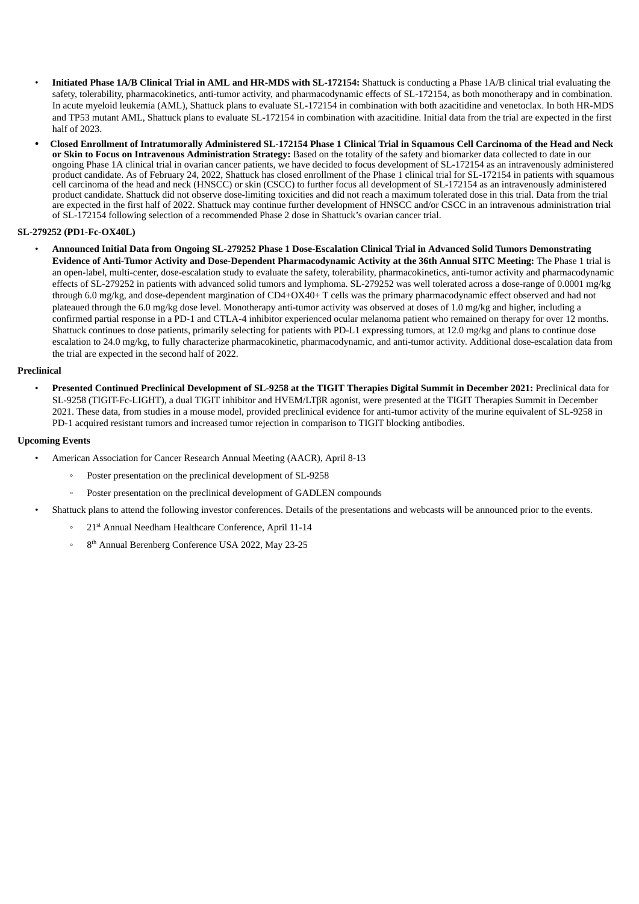- **Initiated Phase 1A/B Clinical Trial in AML and HR-MDS with SL-172154:** Shattuck is conducting a Phase 1A/B clinical trial evaluating the safety, tolerability, pharmacokinetics, anti-tumor activity, and pharmacodynamic effects of SL-172154, as both monotherapy and in combination. In acute myeloid leukemia (AML), Shattuck plans to evaluate SL-172154 in combination with both azacitidine and venetoclax. In both HR-MDS and TP53 mutant AML, Shattuck plans to evaluate SL-172154 in combination with azacitidine. Initial data from the trial are expected in the first half of 2023.
- **Closed Enrollment of Intratumorally Administered SL-172154 Phase 1 Clinical Trial in Squamous Cell Carcinoma of the Head and Neck or Skin to Focus on Intravenous Administration Strategy:** Based on the totality of the safety and biomarker data collected to date in our ongoing Phase 1A clinical trial in ovarian cancer patients, we have decided to focus development of SL-172154 as an intravenously administered product candidate. As of February 24, 2022, Shattuck has closed enrollment of the Phase 1 clinical trial for SL-172154 in patients with squamous cell carcinoma of the head and neck (HNSCC) or skin (CSCC) to further focus all development of SL-172154 as an intravenously administered product candidate. Shattuck did not observe dose-limiting toxicities and did not reach a maximum tolerated dose in this trial. Data from the trial are expected in the first half of 2022. Shattuck may continue further development of HNSCC and/or CSCC in an intravenous administration trial of SL-172154 following selection of a recommended Phase 2 dose in Shattuck's ovarian cancer trial.

**SL-279252 (PD1-Fc-OX40L)**

- **Announced Initial Data from Ongoing SL-279252 Phase 1 Dose-Escalation Clinical Trial in Advanced Solid Tumors Demonstrating Evidence of Anti-Tumor Activity and Dose-Dependent Pharmacodynamic Activity at the 36th Annual SITC Meeting:** The Phase 1 trial is an open-label, multi-center, dose-escalation study to evaluate the safety, tolerability, pharmacokinetics, anti-tumor activity and pharmacodynamic effects of SL-279252 in patients with advanced solid tumors and lymphoma. SL-279252 was well tolerated across a dose-range of 0.0001 mg/kg through 6.0 mg/kg, and dose-dependent margination of CD4+OX40+ T cells was the primary pharmacodynamic effect observed and had not plateaued through the 6.0 mg/kg dose level. Monotherapy anti-tumor activity was observed at doses of 1.0 mg/kg and higher, including a confirmed partial response in a PD-1 and CTLA-4 inhibitor experienced ocular melanoma patient who remained on therapy for over 12 months. Shattuck continues to dose patients, primarily selecting for patients with PD-L1 expressing tumors, at 12.0 mg/kg and plans to continue dose escalation to 24.0 mg/kg, to fully characterize pharmacokinetic, pharmacodynamic, and anti-tumor activity. Additional dose-escalation data from the trial are expected in the second half of 2022.

**Preclinical**

- **Presented Continued Preclinical Development of SL-9258 at the TIGIT Therapies Digital Summit in December 2021:** Preclinical data for SL-9258 (TIGIT-Fc-LIGHT), a dual TIGIT inhibitor and HVEM/LTβR agonist, were presented at the TIGIT Therapies Summit in December 2021. These data, from studies in a mouse model, provided preclinical evidence for anti-tumor activity of the murine equivalent of SL-9258 in PD-1 acquired resistant tumors and increased tumor rejection in comparison to TIGIT blocking antibodies.

**Upcoming Events**

- American Association for Cancer Research Annual Meeting (AACR), April 8-13
  - Poster presentation on the preclinical development of SL-9258
  - Poster presentation on the preclinical development of GADLEN compounds
- Shattuck plans to attend the following investor conferences. Details of the presentations and webcasts will be announced prior to the events.
  - 21st Annual Needham Healthcare Conference, April 11-14
  - 8th Annual Berenberg Conference USA 2022, May 23-25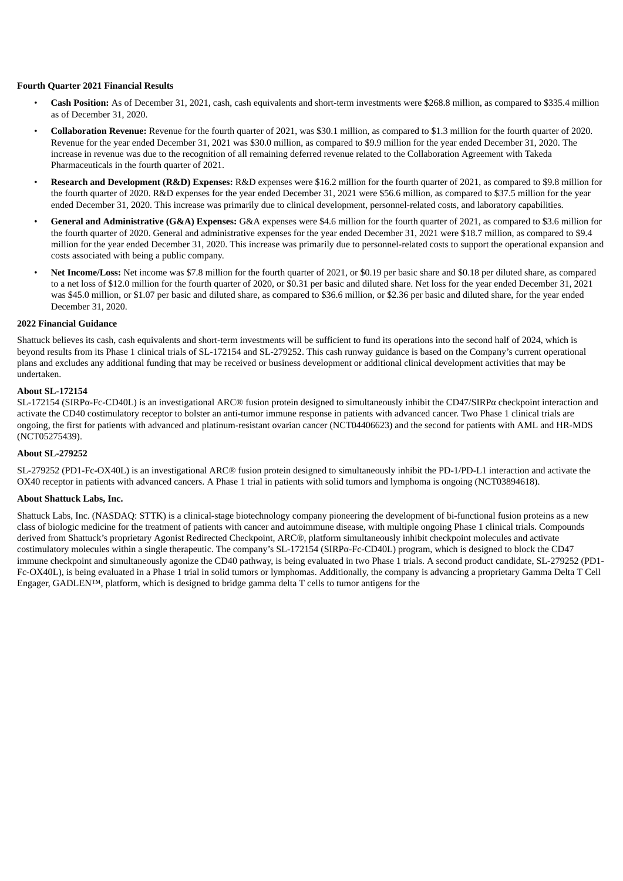**Fourth Quarter 2021 Financial Results**

- **Cash Position:** As of December 31, 2021, cash, cash equivalents and short-term investments were $268.8 million, as compared to $335.4 million as of December 31, 2020.
- **Collaboration Revenue:** Revenue for the fourth quarter of 2021, was $30.1 million, as compared to $1.3 million for the fourth quarter of 2020. Revenue for the year ended December 31, 2021 was $30.0 million, as compared to $9.9 million for the year ended December 31, 2020. The increase in revenue was due to the recognition of all remaining deferred revenue related to the Collaboration Agreement with Takeda Pharmaceuticals in the fourth quarter of 2021.
- **Research and Development (R&D) Expenses:** R&D expenses were $16.2 million for the fourth quarter of 2021, as compared to $9.8 million for the fourth quarter of 2020. R&D expenses for the year ended December 31, 2021 were $56.6 million, as compared to $37.5 million for the year ended December 31, 2020. This increase was primarily due to clinical development, personnel-related costs, and laboratory capabilities.
- **General and Administrative (G&A) Expenses:** G&A expenses were $4.6 million for the fourth quarter of 2021, as compared to $3.6 million for the fourth quarter of 2020. General and administrative expenses for the year ended December 31, 2021 were $18.7 million, as compared to $9.4 million for the year ended December 31, 2020. This increase was primarily due to personnel-related costs to support the operational expansion and costs associated with being a public company.
- **Net Income/Loss:** Net income was $7.8 million for the fourth quarter of 2021, or $0.19 per basic share and $0.18 per diluted share, as compared to a net loss of $12.0 million for the fourth quarter of 2020, or $0.31 per basic and diluted share. Net loss for the year ended December 31, 2021 was $45.0 million, or $1.07 per basic and diluted share, as compared to $36.6 million, or $2.36 per basic and diluted share, for the year ended December 31, 2020.

**2022 Financial Guidance**

Shattuck believes its cash, cash equivalents and short-term investments will be sufficient to fund its operations into the second half of 2024, which is beyond results from its Phase 1 clinical trials of SL-172154 and SL-279252. This cash runway guidance is based on the Company's current operational plans and excludes any additional funding that may be received or business development or additional clinical development activities that may be undertaken.

**About SL-172154**

SL-172154 (SIRPα-Fc-CD40L) is an investigational ARC® fusion protein designed to simultaneously inhibit the CD47/SIRPα checkpoint interaction and activate the CD40 costimulatory receptor to bolster an anti-tumor immune response in patients with advanced cancer. Two Phase 1 clinical trials are ongoing, the first for patients with advanced and platinum-resistant ovarian cancer (NCT04406623) and the second for patients with AML and HR-MDS (NCT05275439).

**About SL-279252**

SL-279252 (PD1-Fc-OX40L) is an investigational ARC® fusion protein designed to simultaneously inhibit the PD-1/PD-L1 interaction and activate the OX40 receptor in patients with advanced cancers. A Phase 1 trial in patients with solid tumors and lymphoma is ongoing (NCT03894618).

**About Shattuck Labs, Inc.**

Shattuck Labs, Inc. (NASDAQ: STTK) is a clinical-stage biotechnology company pioneering the development of bi-functional fusion proteins as a new class of biologic medicine for the treatment of patients with cancer and autoimmune disease, with multiple ongoing Phase 1 clinical trials. Compounds derived from Shattuck's proprietary Agonist Redirected Checkpoint, ARC®, platform simultaneously inhibit checkpoint molecules and activate costimulatory molecules within a single therapeutic. The company's SL-172154 (SIRPα-Fc-CD40L) program, which is designed to block the CD47 immune checkpoint and simultaneously agonize the CD40 pathway, is being evaluated in two Phase 1 trials. A second product candidate, SL-279252 (PD1-Fc-OX40L), is being evaluated in a Phase 1 trial in solid tumors or lymphomas. Additionally, the company is advancing a proprietary Gamma Delta T Cell Engager, GADLEN™, platform, which is designed to bridge gamma delta T cells to tumor antigens for the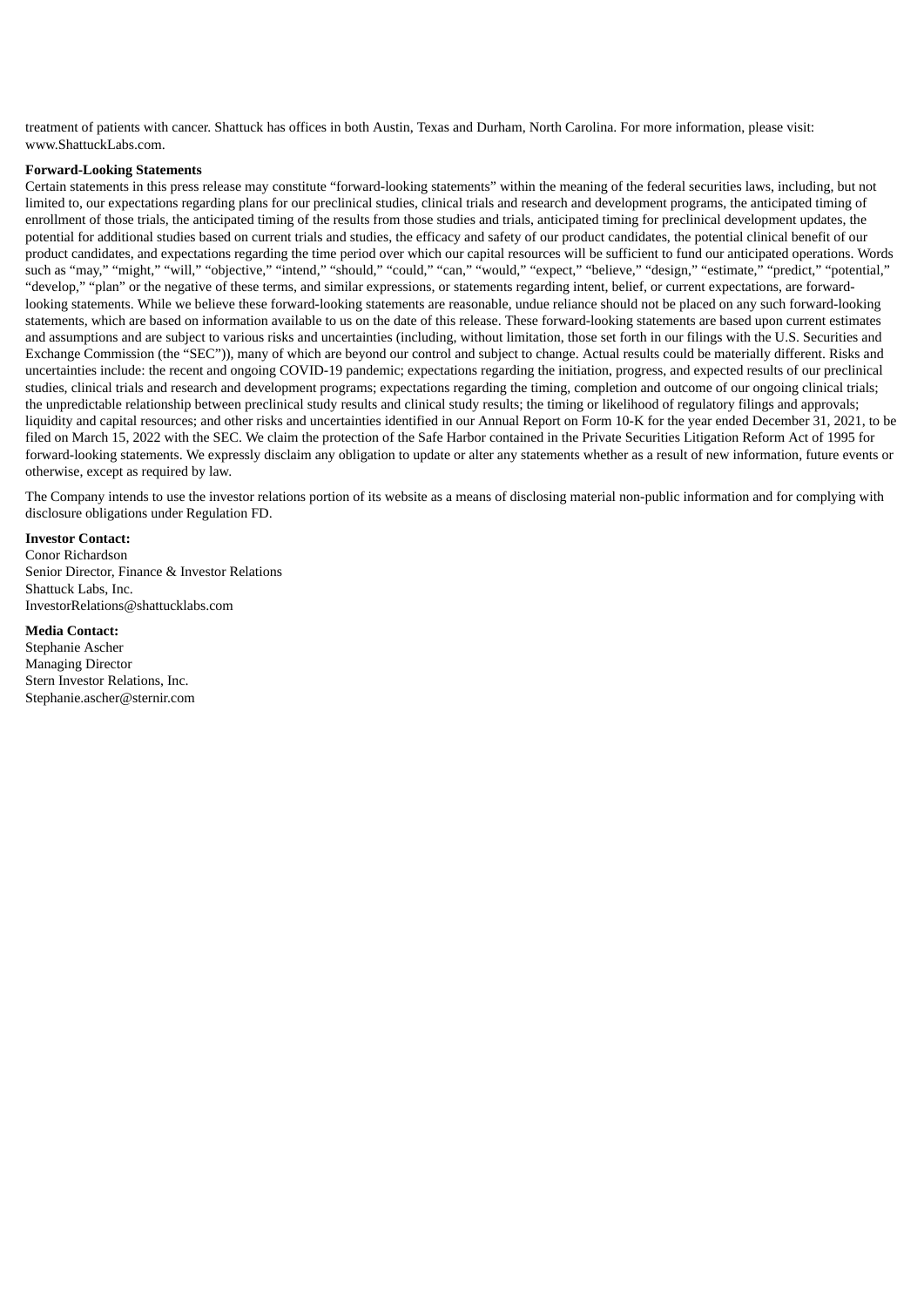treatment of patients with cancer. Shattuck has offices in both Austin, Texas and Durham, North Carolina. For more information, please visit: www.ShattuckLabs.com.

**Forward-Looking Statements**

Certain statements in this press release may constitute "forward-looking statements" within the meaning of the federal securities laws, including, but not limited to, our expectations regarding plans for our preclinical studies, clinical trials and research and development programs, the anticipated timing of enrollment of those trials, the anticipated timing of the results from those studies and trials, anticipated timing for preclinical development updates, the potential for additional studies based on current trials and studies, the efficacy and safety of our product candidates, the potential clinical benefit of our product candidates, and expectations regarding the time period over which our capital resources will be sufficient to fund our anticipated operations. Words such as "may," "might," "will," "objective," "intend," "should," "could," "can," "would," "expect," "believe," "design," "estimate," "predict," "potential," "develop," "plan" or the negative of these terms, and similar expressions, or statements regarding intent, belief, or current expectations, are forward-looking statements. While we believe these forward-looking statements are reasonable, undue reliance should not be placed on any such forward-looking statements, which are based on information available to us on the date of this release. These forward-looking statements are based upon current estimates and assumptions and are subject to various risks and uncertainties (including, without limitation, those set forth in our filings with the U.S. Securities and Exchange Commission (the "SEC")), many of which are beyond our control and subject to change. Actual results could be materially different. Risks and uncertainties include: the recent and ongoing COVID-19 pandemic; expectations regarding the initiation, progress, and expected results of our preclinical studies, clinical trials and research and development programs; expectations regarding the timing, completion and outcome of our ongoing clinical trials; the unpredictable relationship between preclinical study results and clinical study results; the timing or likelihood of regulatory filings and approvals; liquidity and capital resources; and other risks and uncertainties identified in our Annual Report on Form 10-K for the year ended December 31, 2021, to be filed on March 15, 2022 with the SEC. We claim the protection of the Safe Harbor contained in the Private Securities Litigation Reform Act of 1995 for forward-looking statements. We expressly disclaim any obligation to update or alter any statements whether as a result of new information, future events or otherwise, except as required by law.

The Company intends to use the investor relations portion of its website as a means of disclosing material non-public information and for complying with disclosure obligations under Regulation FD.

**Investor Contact:**
Conor Richardson
Senior Director, Finance & Investor Relations
Shattuck Labs, Inc.
InvestorRelations@shattucklabs.com

**Media Contact:**
Stephanie Ascher
Managing Director
Stern Investor Relations, Inc.
Stephanie.ascher@sternir.com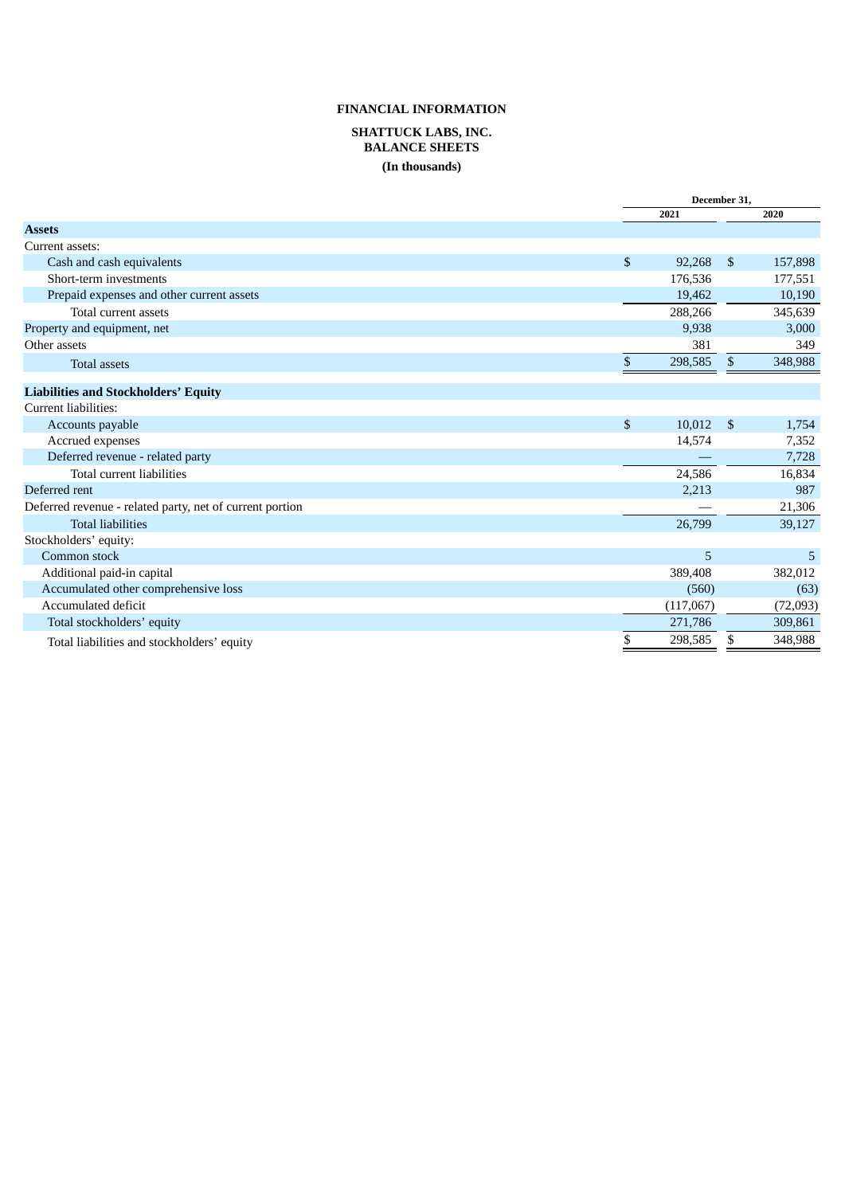# FINANCIAL INFORMATION

## SHATTUCK LABS, INC.
## BALANCE SHEETS
**(In thousands)**

| | December 31, | |
|---|---|---|
| | 2021 | 2020 |
| **Assets** | | |
| Current assets: | | |
| Cash and cash equivalents | $ 92,268 | $ 157,898 |
| Short-term investments | 176,536 | 177,551 |
| Prepaid expenses and other current assets | 19,462 | 10,190 |
| Total current assets | 288,266 | 345,639 |
| Property and equipment, net | 9,938 | 3,000 |
| Other assets | 381 | 349 |
| Total assets | $ 298,585 | $ 348,988 |
| **Liabilities and Stockholders' Equity** | | |
| Current liabilities: | | |
| Accounts payable | $ 10,012 | $ 1,754 |
| Accrued expenses | 14,574 | 7,352 |
| Deferred revenue - related party | — | 7,728 |
| Total current liabilities | 24,586 | 16,834 |
| Deferred rent | 2,213 | 987 |
| Deferred revenue - related party, net of current portion | — | 21,306 |
| Total liabilities | 26,799 | 39,127 |
| Stockholders' equity: | | |
| Common stock | 5 | 5 |
| Additional paid-in capital | 389,408 | 382,012 |
| Accumulated other comprehensive loss | (560) | (63) |
| Accumulated deficit | (117,067) | (72,093) |
| Total stockholders' equity | 271,786 | 309,861 |
| Total liabilities and stockholders' equity | $ 298,585 | $ 348,988 |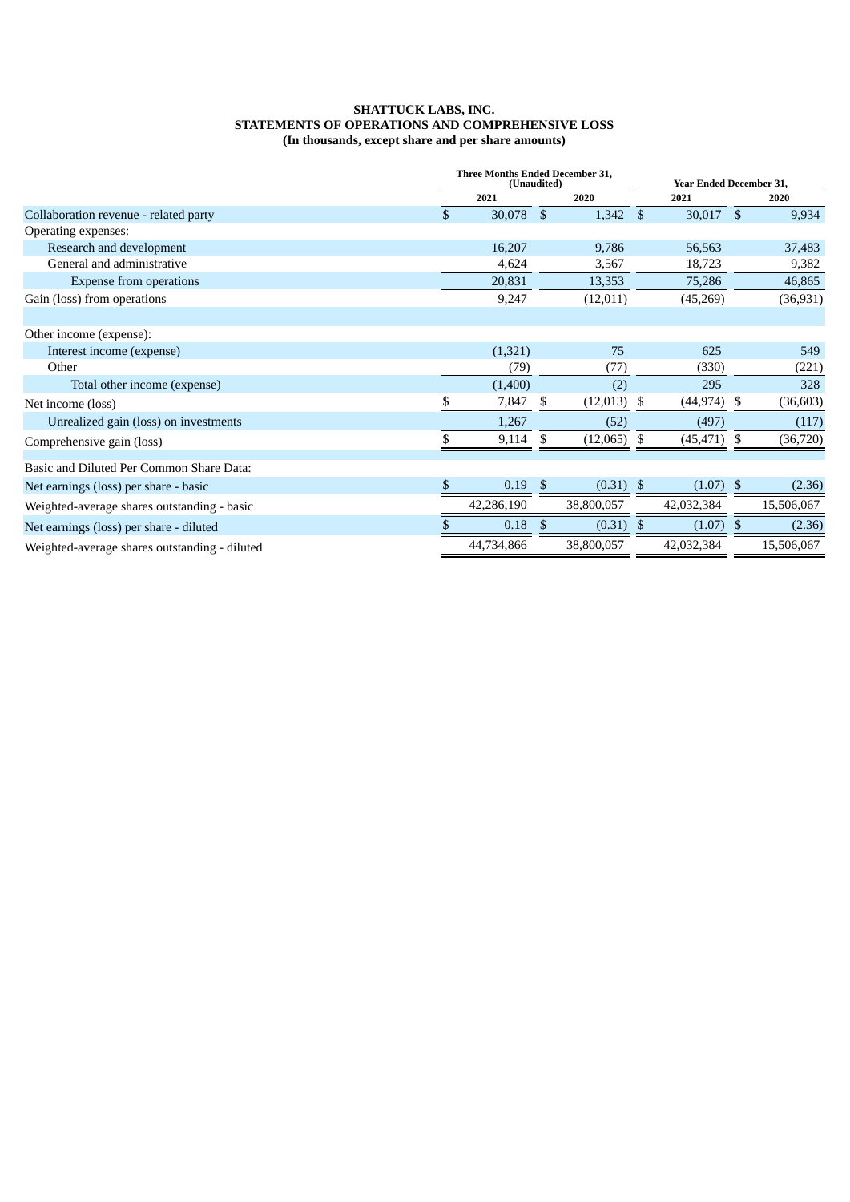**SHATTUCK LABS, INC.**
**STATEMENTS OF OPERATIONS AND COMPREHENSIVE LOSS**
**(In thousands, except share and per share amounts)**

| | Three Months Ended December 31, (Unaudited) | | Year Ended December 31, | |
|---|---|---|---|---|
| | 2021 | 2020 | 2021 | 2020 |
| Collaboration revenue - related party | $ 30,078 | $ 1,342 | $ 30,017 | $ 9,934 |
| Operating expenses: | | | | |
| Research and development | 16,207 | 9,786 | 56,563 | 37,483 |
| General and administrative | 4,624 | 3,567 | 18,723 | 9,382 |
| Expense from operations | 20,831 | 13,353 | 75,286 | 46,865 |
| Gain (loss) from operations | 9,247 | (12,011) | (45,269) | (36,931) |
| | | | | |
| Other income (expense): | | | | |
| Interest income (expense) | (1,321) | 75 | 625 | 549 |
| Other | (79) | (77) | (330) | (221) |
| Total other income (expense) | (1,400) | (2) | 295 | 328 |
| Net income (loss) | $ 7,847 | $ (12,013) | $ (44,974) | $ (36,603) |
| Unrealized gain (loss) on investments | 1,267 | (52) | (497) | (117) |
| Comprehensive gain (loss) | $ 9,114 | $ (12,065) | $ (45,471) | $ (36,720) |
| | | | | |
| Basic and Diluted Per Common Share Data: | | | | |
| Net earnings (loss) per share - basic | $ 0.19 | $ (0.31) | $ (1.07) | $ (2.36) |
| Weighted-average shares outstanding - basic | 42,286,190 | 38,800,057 | 42,032,384 | 15,506,067 |
| Net earnings (loss) per share - diluted | $ 0.18 | $ (0.31) | $ (1.07) | $ (2.36) |
| Weighted-average shares outstanding - diluted | 44,734,866 | 38,800,057 | 42,032,384 | 15,506,067 |